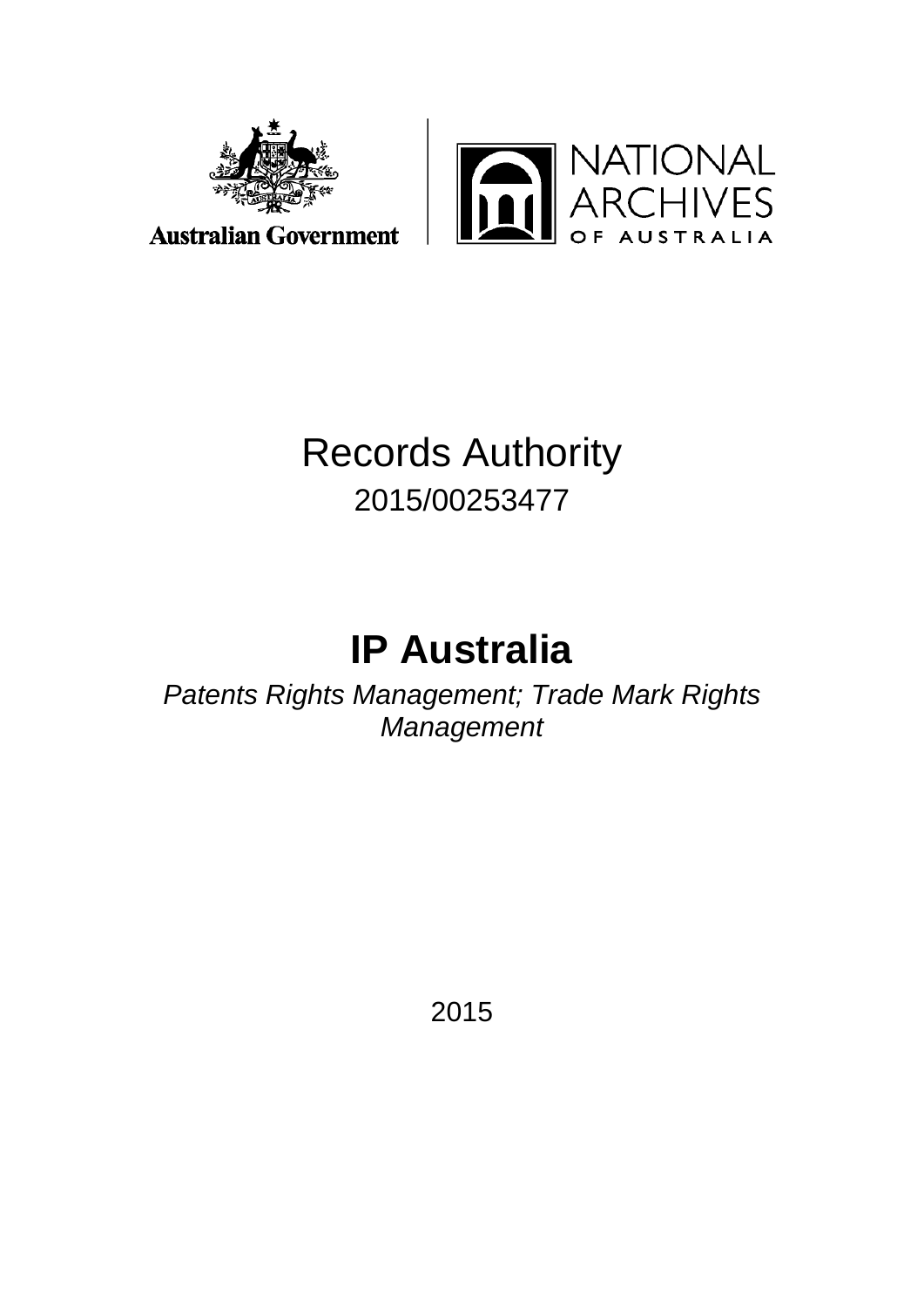Australian Government

NATIONAL ARCHIVES OF AUSTRALIA

# Records Authority

2015/00253477

# IP Australia

*Patents Rights Management; Trade Mark Rights Management*

2015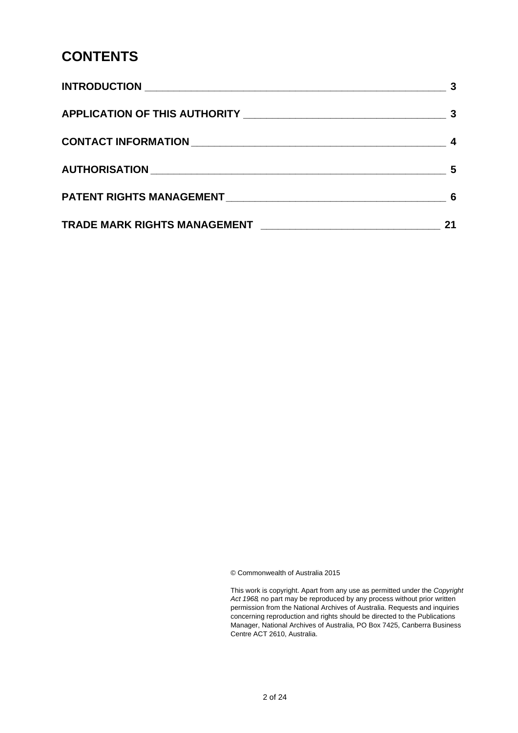# CONTENTS

| | |
|---|---|
| INTRODUCTION | 3 |
| APPLICATION OF THIS AUTHORITY | 3 |
| CONTACT INFORMATION | 4 |
| AUTHORISATION | 5 |
| PATENT RIGHTS MANAGEMENT | 6 |
| TRADE MARK RIGHTS MANAGEMENT | 21 |

© Commonwealth of Australia 2015

This work is copyright. Apart from any use as permitted under the *Copyright Act 1968*, no part may be reproduced by any process without prior written permission from the National Archives of Australia. Requests and inquiries concerning reproduction and rights should be directed to the Publications Manager, National Archives of Australia, PO Box 7425, Canberra Business Centre ACT 2610, Australia.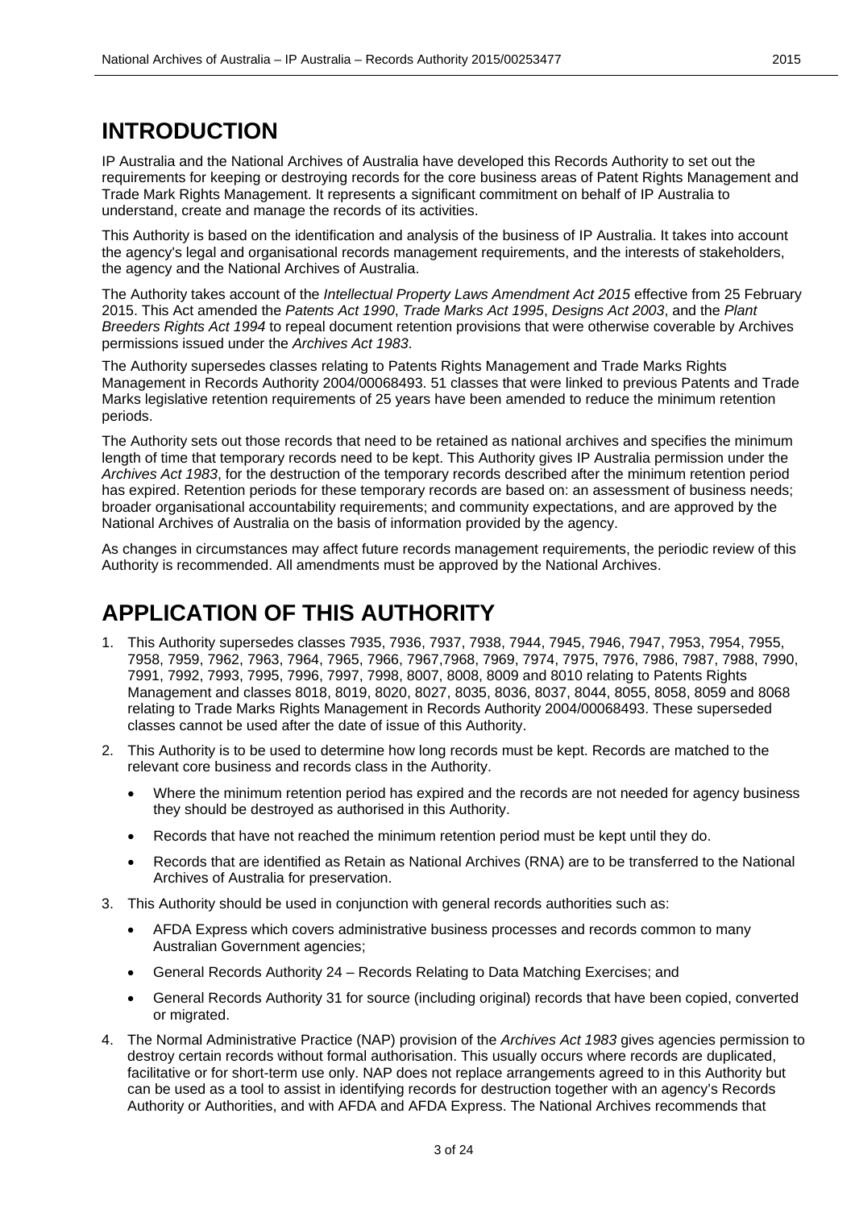# INTRODUCTION

IP Australia and the National Archives of Australia have developed this Records Authority to set out the requirements for keeping or destroying records for the core business areas of Patent Rights Management and Trade Mark Rights Management. It represents a significant commitment on behalf of IP Australia to understand, create and manage the records of its activities.

This Authority is based on the identification and analysis of the business of IP Australia. It takes into account the agency's legal and organisational records management requirements, and the interests of stakeholders, the agency and the National Archives of Australia.

The Authority takes account of the *Intellectual Property Laws Amendment Act 2015* effective from 25 February 2015. This Act amended the *Patents Act 1990*, *Trade Marks Act 1995*, *Designs Act 2003*, and the *Plant Breeders Rights Act 1994* to repeal document retention provisions that were otherwise coverable by Archives permissions issued under the *Archives Act 1983*.

The Authority supersedes classes relating to Patents Rights Management and Trade Marks Rights Management in Records Authority 2004/00068493. 51 classes that were linked to previous Patents and Trade Marks legislative retention requirements of 25 years have been amended to reduce the minimum retention periods.

The Authority sets out those records that need to be retained as national archives and specifies the minimum length of time that temporary records need to be kept. This Authority gives IP Australia permission under the *Archives Act 1983*, for the destruction of the temporary records described after the minimum retention period has expired. Retention periods for these temporary records are based on: an assessment of business needs; broader organisational accountability requirements; and community expectations, and are approved by the National Archives of Australia on the basis of information provided by the agency.

As changes in circumstances may affect future records management requirements, the periodic review of this Authority is recommended. All amendments must be approved by the National Archives.

# APPLICATION OF THIS AUTHORITY

1. This Authority supersedes classes 7935, 7936, 7937, 7938, 7944, 7945, 7946, 7947, 7953, 7954, 7955, 7958, 7959, 7962, 7963, 7964, 7965, 7966, 7967,7968, 7969, 7974, 7975, 7976, 7986, 7987, 7988, 7990, 7991, 7992, 7993, 7995, 7996, 7997, 7998, 8007, 8008, 8009 and 8010 relating to Patents Rights Management and classes 8018, 8019, 8020, 8027, 8035, 8036, 8037, 8044, 8055, 8058, 8059 and 8068 relating to Trade Marks Rights Management in Records Authority 2004/00068493. These superseded classes cannot be used after the date of issue of this Authority.
2. This Authority is to be used to determine how long records must be kept. Records are matched to the relevant core business and records class in the Authority.
   - Where the minimum retention period has expired and the records are not needed for agency business they should be destroyed as authorised in this Authority.
   - Records that have not reached the minimum retention period must be kept until they do.
   - Records that are identified as Retain as National Archives (RNA) are to be transferred to the National Archives of Australia for preservation.
3. This Authority should be used in conjunction with general records authorities such as:
   - AFDA Express which covers administrative business processes and records common to many Australian Government agencies;
   - General Records Authority 24 – Records Relating to Data Matching Exercises; and
   - General Records Authority 31 for source (including original) records that have been copied, converted or migrated.
4. The Normal Administrative Practice (NAP) provision of the *Archives Act 1983* gives agencies permission to destroy certain records without formal authorisation. This usually occurs where records are duplicated, facilitative or for short-term use only. NAP does not replace arrangements agreed to in this Authority but can be used as a tool to assist in identifying records for destruction together with an agency's Records Authority or Authorities, and with AFDA and AFDA Express. The National Archives recommends that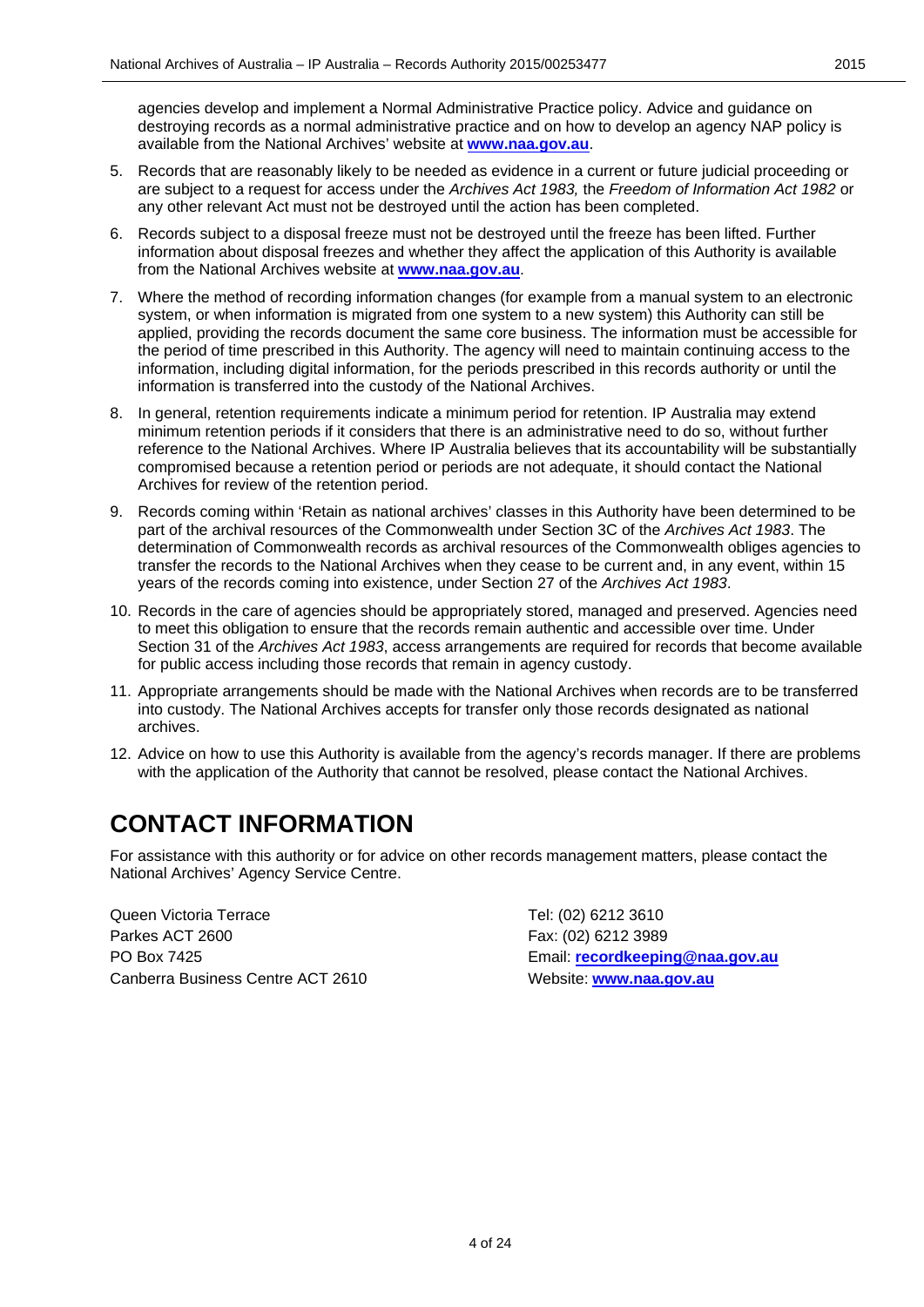agencies develop and implement a Normal Administrative Practice policy. Advice and guidance on destroying records as a normal administrative practice and on how to develop an agency NAP policy is available from the National Archives' website at **www.naa.gov.au**.

5. Records that are reasonably likely to be needed as evidence in a current or future judicial proceeding or are subject to a request for access under the *Archives Act 1983,* the *Freedom of Information Act 1982* or any other relevant Act must not be destroyed until the action has been completed.
6. Records subject to a disposal freeze must not be destroyed until the freeze has been lifted. Further information about disposal freezes and whether they affect the application of this Authority is available from the National Archives website at **www.naa.gov.au**.
7. Where the method of recording information changes (for example from a manual system to an electronic system, or when information is migrated from one system to a new system) this Authority can still be applied, providing the records document the same core business. The information must be accessible for the period of time prescribed in this Authority. The agency will need to maintain continuing access to the information, including digital information, for the periods prescribed in this records authority or until the information is transferred into the custody of the National Archives.
8. In general, retention requirements indicate a minimum period for retention. IP Australia may extend minimum retention periods if it considers that there is an administrative need to do so, without further reference to the National Archives. Where IP Australia believes that its accountability will be substantially compromised because a retention period or periods are not adequate, it should contact the National Archives for review of the retention period.
9. Records coming within 'Retain as national archives' classes in this Authority have been determined to be part of the archival resources of the Commonwealth under Section 3C of the *Archives Act 1983*. The determination of Commonwealth records as archival resources of the Commonwealth obliges agencies to transfer the records to the National Archives when they cease to be current and, in any event, within 15 years of the records coming into existence, under Section 27 of the *Archives Act 1983*.
10. Records in the care of agencies should be appropriately stored, managed and preserved. Agencies need to meet this obligation to ensure that the records remain authentic and accessible over time. Under Section 31 of the *Archives Act 1983*, access arrangements are required for records that become available for public access including those records that remain in agency custody.
11. Appropriate arrangements should be made with the National Archives when records are to be transferred into custody. The National Archives accepts for transfer only those records designated as national archives.
12. Advice on how to use this Authority is available from the agency's records manager. If there are problems with the application of the Authority that cannot be resolved, please contact the National Archives.

# CONTACT INFORMATION

For assistance with this authority or for advice on other records management matters, please contact the National Archives' Agency Service Centre.

Queen Victoria Terrace
Parkes ACT 2600
PO Box 7425
Canberra Business Centre ACT 2610

Tel: (02) 6212 3610
Fax: (02) 6212 3989
Email: **recordkeeping@naa.gov.au**
Website: **www.naa.gov.au**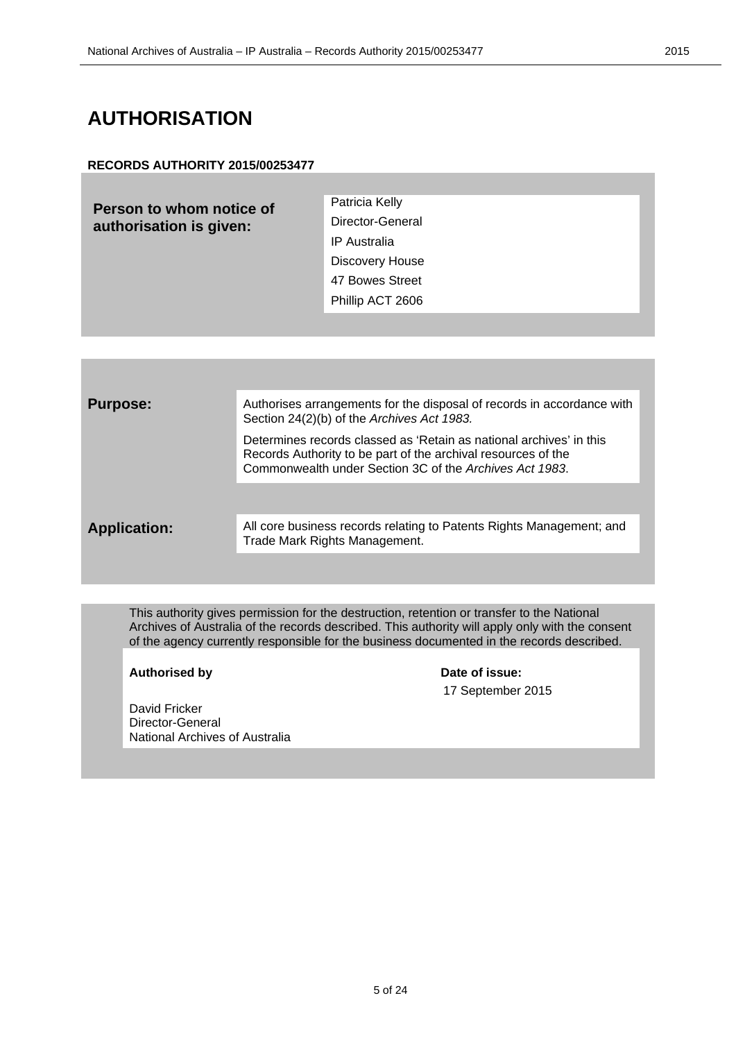# AUTHORISATION

**RECORDS AUTHORITY 2015/00253477**

| | |
|---|---|
| **Person to whom notice of authorisation is given:** | Patricia Kelly<br>Director-General<br>IP Australia<br>Discovery House<br>47 Bowes Street<br>Phillip ACT 2606 |

| | |
|---|---|
| **Purpose:** | Authorises arrangements for the disposal of records in accordance with Section 24(2)(b) of the *Archives Act 1983.*<br><br>Determines records classed as 'Retain as national archives' in this Records Authority to be part of the archival resources of the Commonwealth under Section 3C of the *Archives Act 1983*. |
| **Application:** | All core business records relating to Patents Rights Management; and Trade Mark Rights Management. |

This authority gives permission for the destruction, retention or transfer to the National Archives of Australia of the records described. This authority will apply only with the consent of the agency currently responsible for the business documented in the records described.

| | |
|---|---|
| **Authorised by**<br><br>David Fricker<br>Director-General<br>National Archives of Australia | **Date of issue:**<br>17 September 2015 |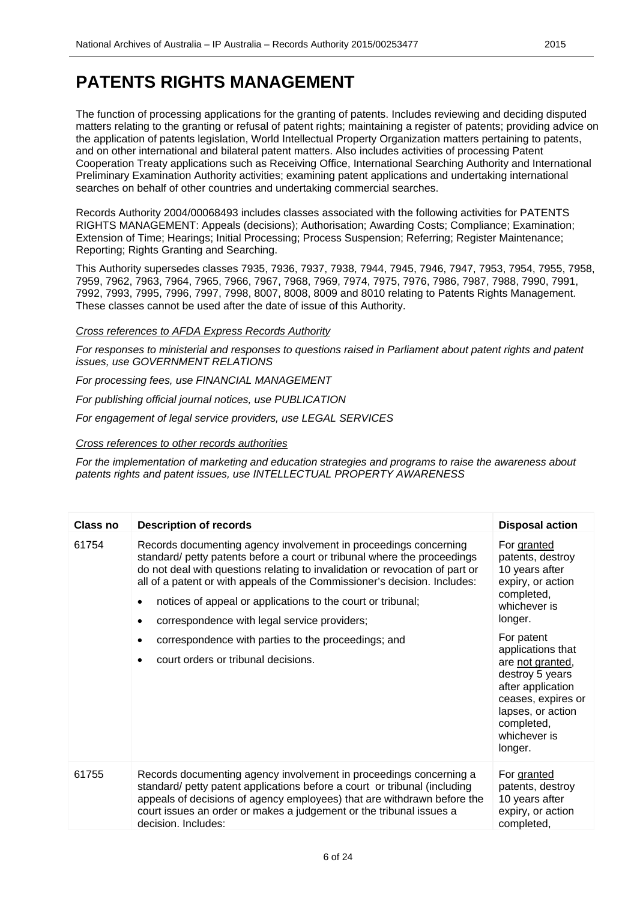# PATENTS RIGHTS MANAGEMENT

The function of processing applications for the granting of patents. Includes reviewing and deciding disputed matters relating to the granting or refusal of patent rights; maintaining a register of patents; providing advice on the application of patents legislation, World Intellectual Property Organization matters pertaining to patents, and on other international and bilateral patent matters. Also includes activities of processing Patent Cooperation Treaty applications such as Receiving Office, International Searching Authority and International Preliminary Examination Authority activities; examining patent applications and undertaking international searches on behalf of other countries and undertaking commercial searches.

Records Authority 2004/00068493 includes classes associated with the following activities for PATENTS RIGHTS MANAGEMENT: Appeals (decisions); Authorisation; Awarding Costs; Compliance; Examination; Extension of Time; Hearings; Initial Processing; Process Suspension; Referring; Register Maintenance; Reporting; Rights Granting and Searching.

This Authority supersedes classes 7935, 7936, 7937, 7938, 7944, 7945, 7946, 7947, 7953, 7954, 7955, 7958, 7959, 7962, 7963, 7964, 7965, 7966, 7967, 7968, 7969, 7974, 7975, 7976, 7986, 7987, 7988, 7990, 7991, 7992, 7993, 7995, 7996, 7997, 7998, 8007, 8008, 8009 and 8010 relating to Patents Rights Management. These classes cannot be used after the date of issue of this Authority.

*Cross references to AFDA Express Records Authority*

*For responses to ministerial and responses to questions raised in Parliament about patent rights and patent issues, use GOVERNMENT RELATIONS*

*For processing fees, use FINANCIAL MANAGEMENT*

*For publishing official journal notices, use PUBLICATION*

*For engagement of legal service providers, use LEGAL SERVICES*

*Cross references to other records authorities*

*For the implementation of marketing and education strategies and programs to raise the awareness about patents rights and patent issues, use INTELLECTUAL PROPERTY AWARENESS*

| Class no | Description of records | Disposal action |
|---|---|---|
| 61754 | Records documenting agency involvement in proceedings concerning standard/ petty patents before a court or tribunal where the proceedings do not deal with questions relating to invalidation or revocation of part or all of a patent or with appeals of the Commissioner's decision. Includes:<br>• notices of appeal or applications to the court or tribunal;<br>• correspondence with legal service providers;<br>• correspondence with parties to the proceedings; and<br>• court orders or tribunal decisions. | For granted patents, destroy 10 years after expiry, or action completed, whichever is longer.<br><br>For patent applications that are not granted, destroy 5 years after application ceases, expires or lapses, or action completed, whichever is longer. |
| 61755 | Records documenting agency involvement in proceedings concerning a standard/ petty patent applications before a court or tribunal (including appeals of decisions of agency employees) that are withdrawn before the court issues an order or makes a judgement or the tribunal issues a decision. Includes: | For granted patents, destroy 10 years after expiry, or action completed, |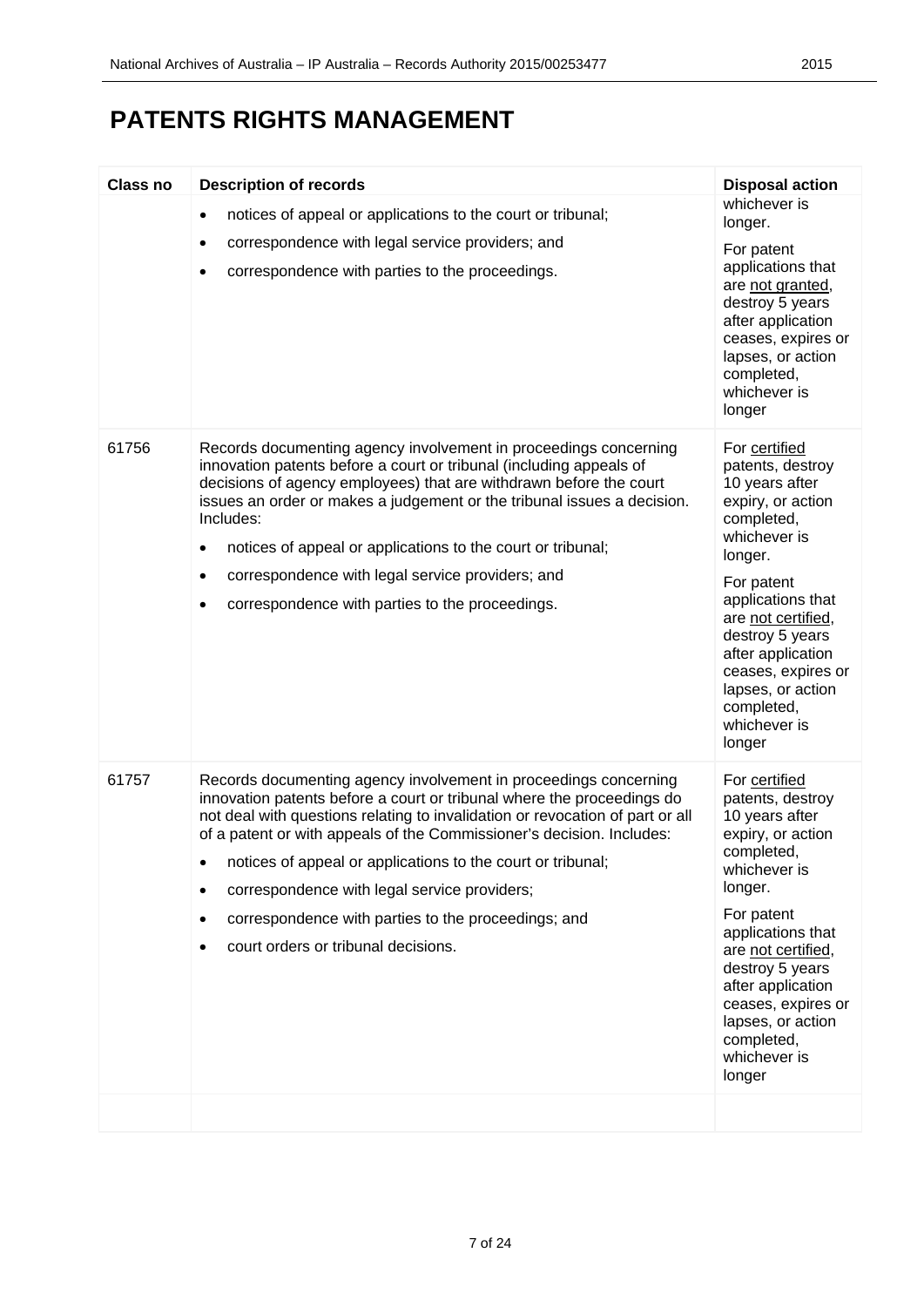# PATENTS RIGHTS MANAGEMENT

| Class no | Description of records | Disposal action |
|---|---|---|
| | • notices of appeal or applications to the court or tribunal;<br>• correspondence with legal service providers; and<br>• correspondence with parties to the proceedings. | whichever is longer.<br><br>For patent applications that are <u>not granted</u>, destroy 5 years after application ceases, expires or lapses, or action completed, whichever is longer |
| 61756 | Records documenting agency involvement in proceedings concerning innovation patents before a court or tribunal (including appeals of decisions of agency employees) that are withdrawn before the court issues an order or makes a judgement or the tribunal issues a decision. Includes:<br>• notices of appeal or applications to the court or tribunal;<br>• correspondence with legal service providers; and<br>• correspondence with parties to the proceedings. | For <u>certified</u> patents, destroy 10 years after expiry, or action completed, whichever is longer.<br><br>For patent applications that are <u>not certified</u>, destroy 5 years after application ceases, expires or lapses, or action completed, whichever is longer |
| 61757 | Records documenting agency involvement in proceedings concerning innovation patents before a court or tribunal where the proceedings do not deal with questions relating to invalidation or revocation of part or all of a patent or with appeals of the Commissioner's decision. Includes:<br>• notices of appeal or applications to the court or tribunal;<br>• correspondence with legal service providers;<br>• correspondence with parties to the proceedings; and<br>• court orders or tribunal decisions. | For <u>certified</u> patents, destroy 10 years after expiry, or action completed, whichever is longer.<br><br>For patent applications that are <u>not certified</u>, destroy 5 years after application ceases, expires or lapses, or action completed, whichever is longer |
| | | |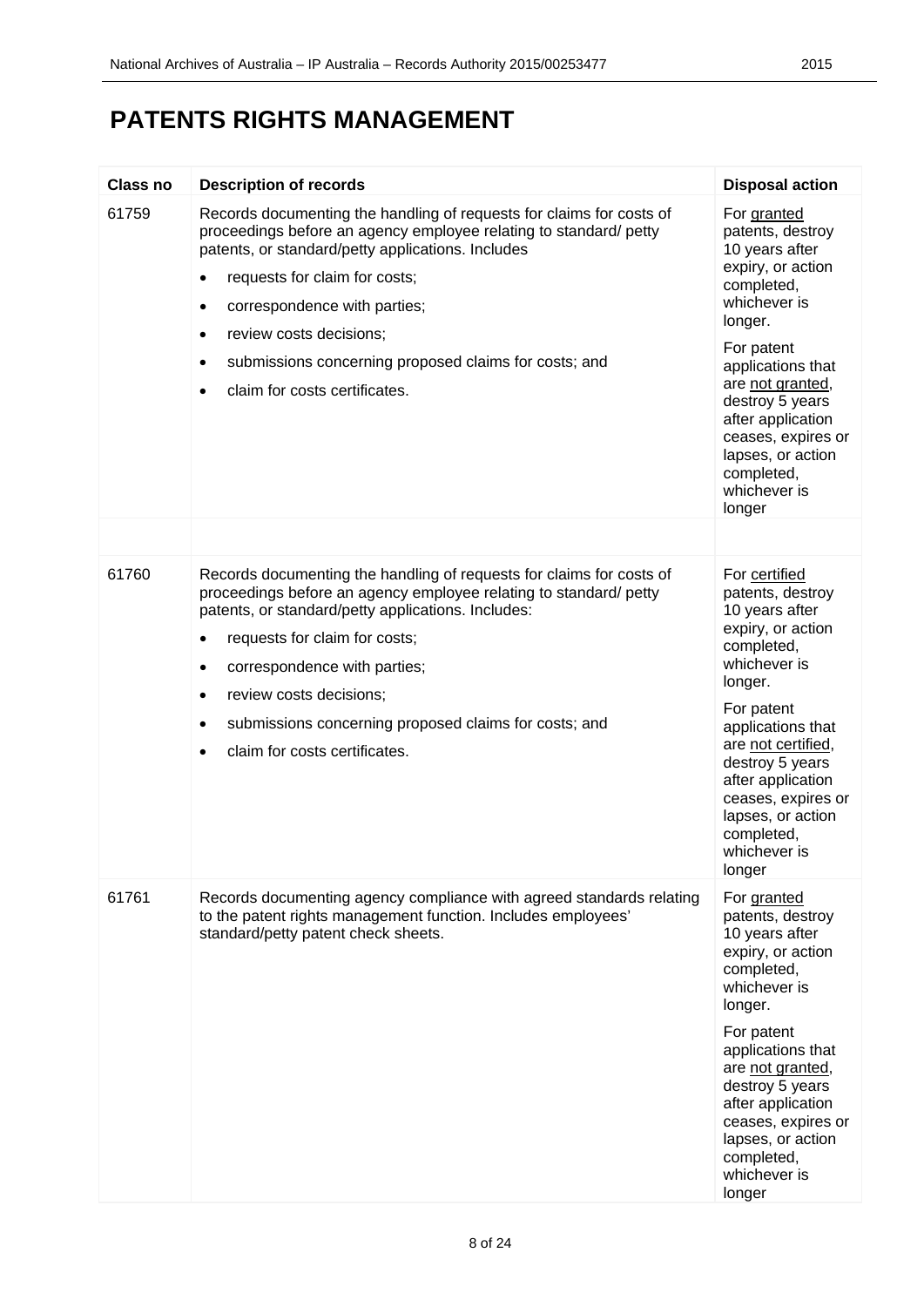# PATENTS RIGHTS MANAGEMENT

| Class no | Description of records | Disposal action |
|---|---|---|
| 61759 | Records documenting the handling of requests for claims for costs of proceedings before an agency employee relating to standard/ petty patents, or standard/petty applications. Includes<br>• requests for claim for costs;<br>• correspondence with parties;<br>• review costs decisions;<br>• submissions concerning proposed claims for costs; and<br>• claim for costs certificates. | For granted patents, destroy 10 years after expiry, or action completed, whichever is longer.<br>For patent applications that are not granted, destroy 5 years after application ceases, expires or lapses, or action completed, whichever is longer |
| | | |
| 61760 | Records documenting the handling of requests for claims for costs of proceedings before an agency employee relating to standard/ petty patents, or standard/petty applications. Includes:<br>• requests for claim for costs;<br>• correspondence with parties;<br>• review costs decisions;<br>• submissions concerning proposed claims for costs; and<br>• claim for costs certificates. | For certified patents, destroy 10 years after expiry, or action completed, whichever is longer.<br>For patent applications that are not certified, destroy 5 years after application ceases, expires or lapses, or action completed, whichever is longer |
| 61761 | Records documenting agency compliance with agreed standards relating to the patent rights management function. Includes employees' standard/petty patent check sheets. | For granted patents, destroy 10 years after expiry, or action completed, whichever is longer.<br>For patent applications that are not granted, destroy 5 years after application ceases, expires or lapses, or action completed, whichever is longer |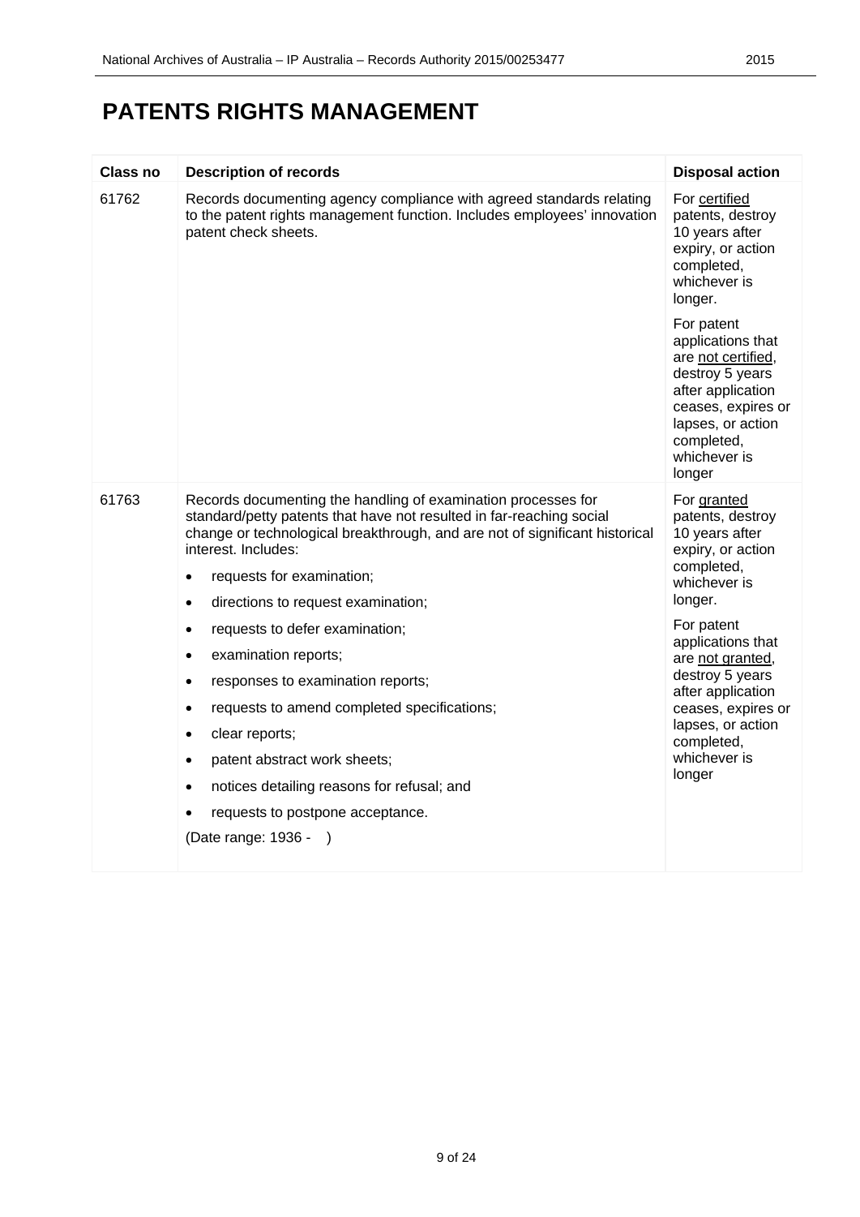# PATENTS RIGHTS MANAGEMENT

| Class no | Description of records | Disposal action |
|---|---|---|
| 61762 | Records documenting agency compliance with agreed standards relating to the patent rights management function. Includes employees' innovation patent check sheets. | For certified patents, destroy 10 years after expiry, or action completed, whichever is longer.<br><br>For patent applications that are not certified, destroy 5 years after application ceases, expires or lapses, or action completed, whichever is longer |
| 61763 | Records documenting the handling of examination processes for standard/petty patents that have not resulted in far-reaching social change or technological breakthrough, and are not of significant historical interest. Includes:<br>• requests for examination;<br>• directions to request examination;<br>• requests to defer examination;<br>• examination reports;<br>• responses to examination reports;<br>• requests to amend completed specifications;<br>• clear reports;<br>• patent abstract work sheets;<br>• notices detailing reasons for refusal; and<br>• requests to postpone acceptance.<br><br>(Date range: 1936 - ) | For granted patents, destroy 10 years after expiry, or action completed, whichever is longer.<br><br>For patent applications that are not granted, destroy 5 years after application ceases, expires or lapses, or action completed, whichever is longer |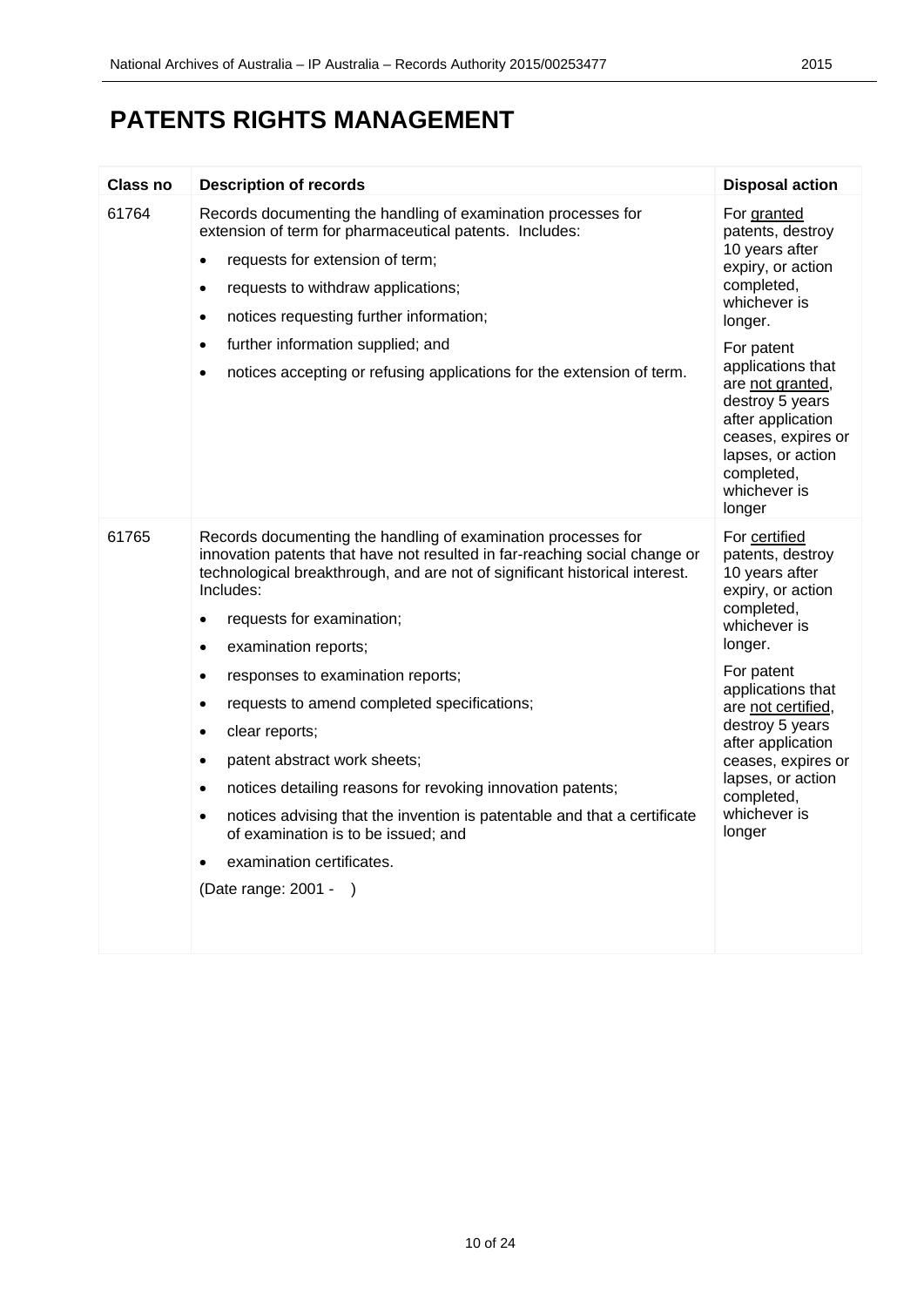# PATENTS RIGHTS MANAGEMENT

| Class no | Description of records | Disposal action |
|---|---|---|
| 61764 | Records documenting the handling of examination processes for extension of term for pharmaceutical patents. Includes:<br>• requests for extension of term;<br>• requests to withdraw applications;<br>• notices requesting further information;<br>• further information supplied; and<br>• notices accepting or refusing applications for the extension of term. | For granted patents, destroy 10 years after expiry, or action completed, whichever is longer.<br>For patent applications that are not granted, destroy 5 years after application ceases, expires or lapses, or action completed, whichever is longer |
| 61765 | Records documenting the handling of examination processes for innovation patents that have not resulted in far-reaching social change or technological breakthrough, and are not of significant historical interest. Includes:<br>• requests for examination;<br>• examination reports;<br>• responses to examination reports;<br>• requests to amend completed specifications;<br>• clear reports;<br>• patent abstract work sheets;<br>• notices detailing reasons for revoking innovation patents;<br>• notices advising that the invention is patentable and that a certificate of examination is to be issued; and<br>• examination certificates.<br>(Date range: 2001 -    ) | For certified patents, destroy 10 years after expiry, or action completed, whichever is longer.<br>For patent applications that are not certified, destroy 5 years after application ceases, expires or lapses, or action completed, whichever is longer |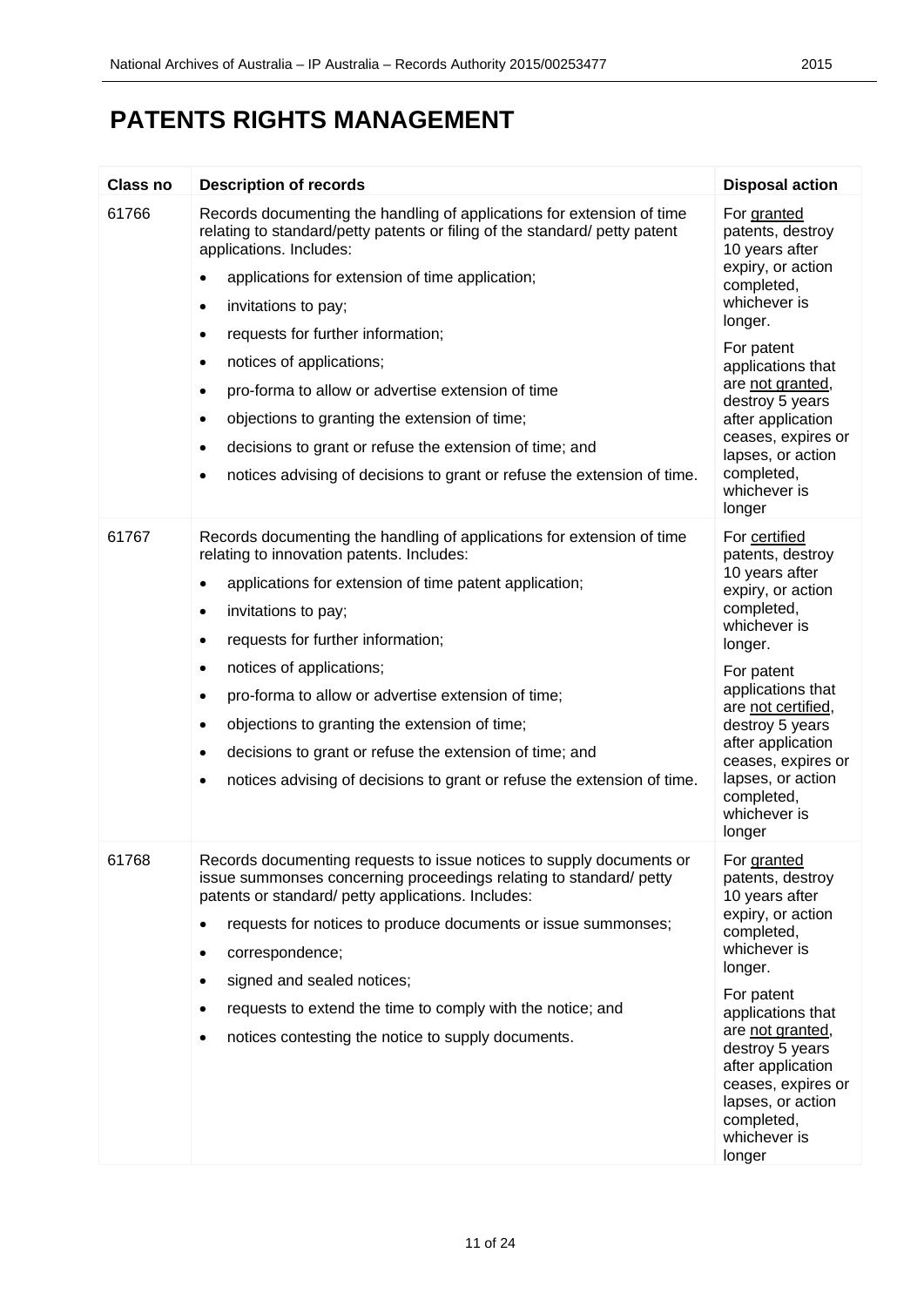# PATENTS RIGHTS MANAGEMENT

| Class no | Description of records | Disposal action |
|---|---|---|
| 61766 | Records documenting the handling of applications for extension of time relating to standard/petty patents or filing of the standard/ petty patent applications. Includes:<br>• applications for extension of time application;<br>• invitations to pay;<br>• requests for further information;<br>• notices of applications;<br>• pro-forma to allow or advertise extension of time<br>• objections to granting the extension of time;<br>• decisions to grant or refuse the extension of time; and<br>• notices advising of decisions to grant or refuse the extension of time. | For granted patents, destroy 10 years after expiry, or action completed, whichever is longer.<br><br>For patent applications that are not granted, destroy 5 years after application ceases, expires or lapses, or action completed, whichever is longer |
| 61767 | Records documenting the handling of applications for extension of time relating to innovation patents. Includes:<br>• applications for extension of time patent application;<br>• invitations to pay;<br>• requests for further information;<br>• notices of applications;<br>• pro-forma to allow or advertise extension of time;<br>• objections to granting the extension of time;<br>• decisions to grant or refuse the extension of time; and<br>• notices advising of decisions to grant or refuse the extension of time. | For certified patents, destroy 10 years after expiry, or action completed, whichever is longer.<br><br>For patent applications that are not certified, destroy 5 years after application ceases, expires or lapses, or action completed, whichever is longer |
| 61768 | Records documenting requests to issue notices to supply documents or issue summonses concerning proceedings relating to standard/ petty patents or standard/ petty applications. Includes:<br>• requests for notices to produce documents or issue summonses;<br>• correspondence;<br>• signed and sealed notices;<br>• requests to extend the time to comply with the notice; and<br>• notices contesting the notice to supply documents. | For granted patents, destroy 10 years after expiry, or action completed, whichever is longer.<br><br>For patent applications that are not granted, destroy 5 years after application ceases, expires or lapses, or action completed, whichever is longer |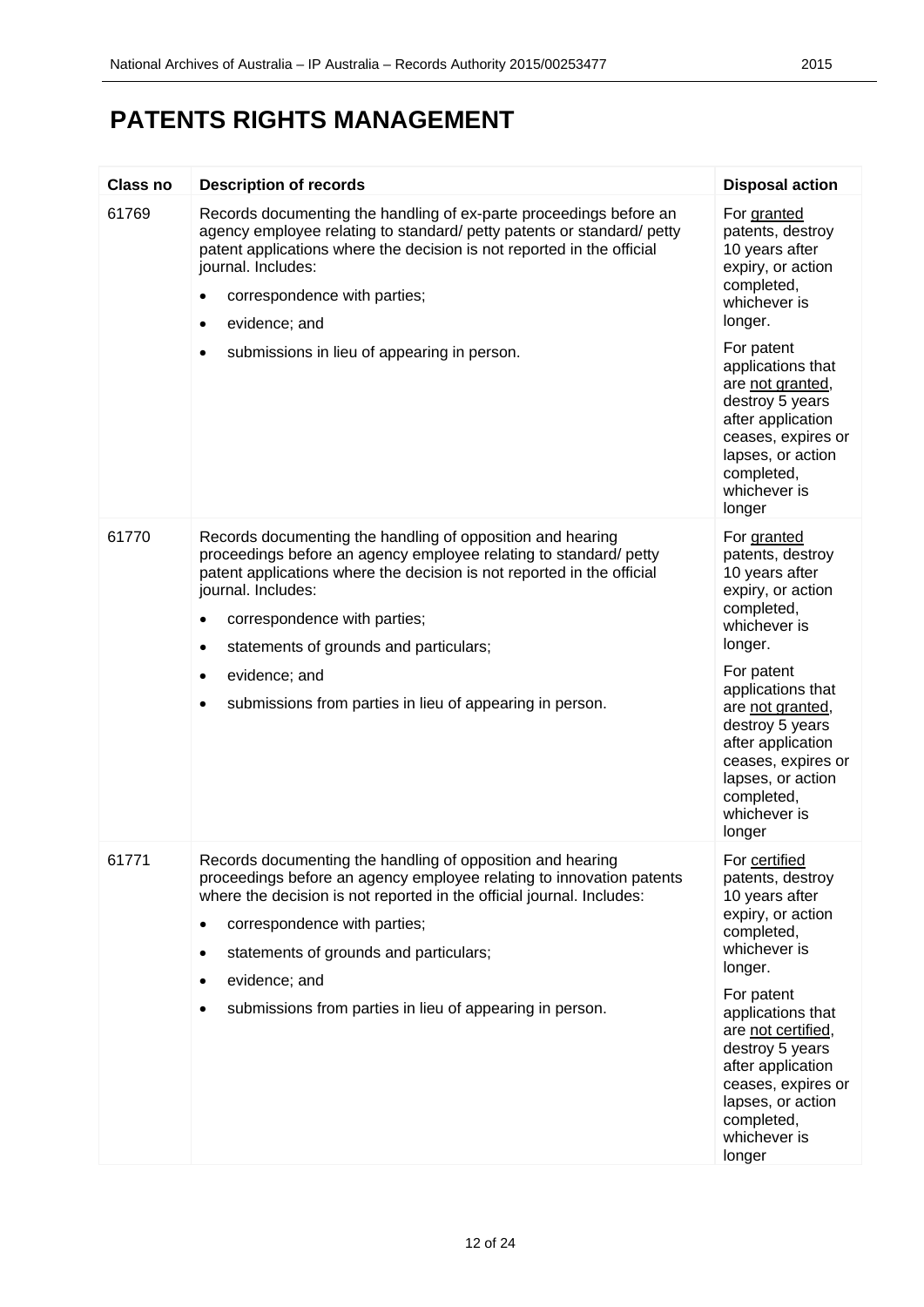# PATENTS RIGHTS MANAGEMENT

| Class no | Description of records | Disposal action |
|---|---|---|
| 61769 | Records documenting the handling of ex-parte proceedings before an agency employee relating to standard/ petty patents or standard/ petty patent applications where the decision is not reported in the official journal. Includes:<br>• correspondence with parties;<br>• evidence; and<br>• submissions in lieu of appearing in person. | For granted patents, destroy 10 years after expiry, or action completed, whichever is longer.<br><br>For patent applications that are not granted, destroy 5 years after application ceases, expires or lapses, or action completed, whichever is longer |
| 61770 | Records documenting the handling of opposition and hearing proceedings before an agency employee relating to standard/ petty patent applications where the decision is not reported in the official journal. Includes:<br>• correspondence with parties;<br>• statements of grounds and particulars;<br>• evidence; and<br>• submissions from parties in lieu of appearing in person. | For granted patents, destroy 10 years after expiry, or action completed, whichever is longer.<br><br>For patent applications that are not granted, destroy 5 years after application ceases, expires or lapses, or action completed, whichever is longer |
| 61771 | Records documenting the handling of opposition and hearing proceedings before an agency employee relating to innovation patents where the decision is not reported in the official journal. Includes:<br>• correspondence with parties;<br>• statements of grounds and particulars;<br>• evidence; and<br>• submissions from parties in lieu of appearing in person. | For certified patents, destroy 10 years after expiry, or action completed, whichever is longer.<br><br>For patent applications that are not certified, destroy 5 years after application ceases, expires or lapses, or action completed, whichever is longer |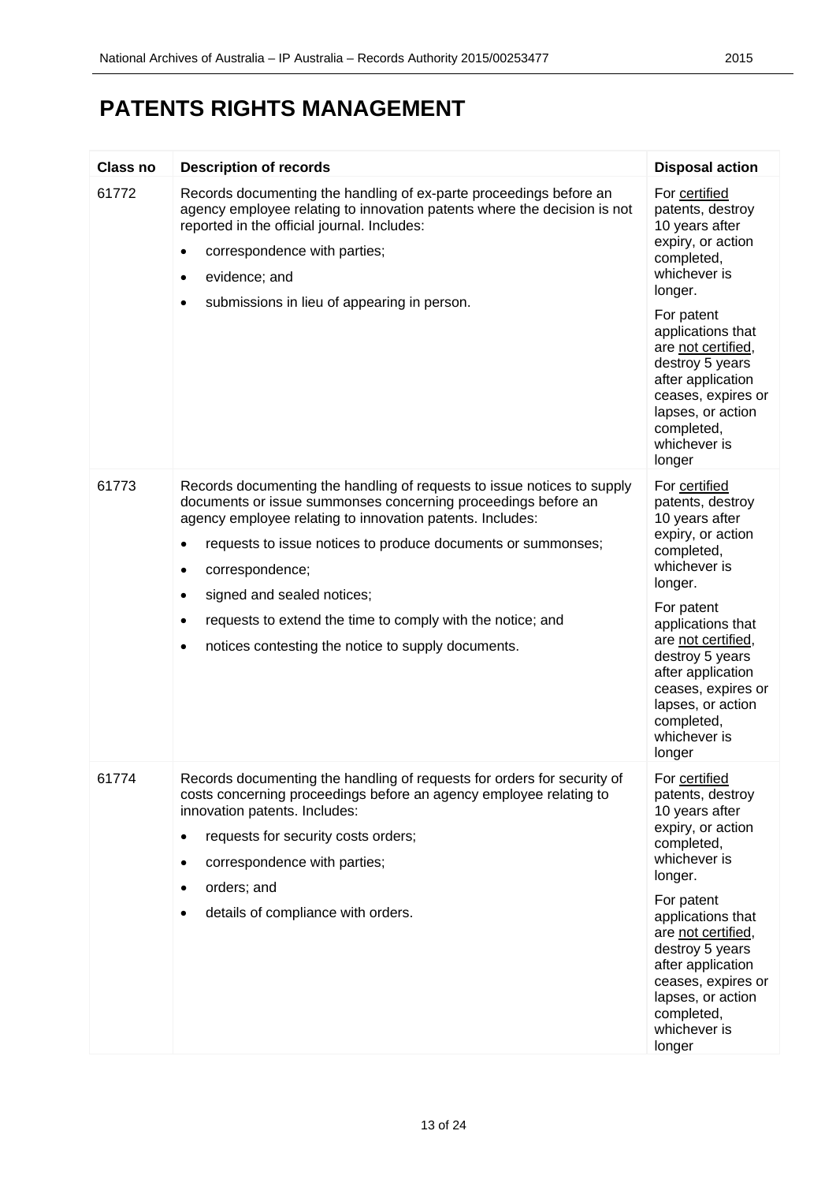# PATENTS RIGHTS MANAGEMENT

| Class no | Description of records | Disposal action |
|---|---|---|
| 61772 | Records documenting the handling of ex-parte proceedings before an agency employee relating to innovation patents where the decision is not reported in the official journal. Includes:<br>• correspondence with parties;<br>• evidence; and<br>• submissions in lieu of appearing in person. | For certified patents, destroy 10 years after expiry, or action completed, whichever is longer.<br>For patent applications that are not certified, destroy 5 years after application ceases, expires or lapses, or action completed, whichever is longer |
| 61773 | Records documenting the handling of requests to issue notices to supply documents or issue summonses concerning proceedings before an agency employee relating to innovation patents. Includes:<br>• requests to issue notices to produce documents or summonses;<br>• correspondence;<br>• signed and sealed notices;<br>• requests to extend the time to comply with the notice; and<br>• notices contesting the notice to supply documents. | For certified patents, destroy 10 years after expiry, or action completed, whichever is longer.<br>For patent applications that are not certified, destroy 5 years after application ceases, expires or lapses, or action completed, whichever is longer |
| 61774 | Records documenting the handling of requests for orders for security of costs concerning proceedings before an agency employee relating to innovation patents. Includes:<br>• requests for security costs orders;<br>• correspondence with parties;<br>• orders; and<br>• details of compliance with orders. | For certified patents, destroy 10 years after expiry, or action completed, whichever is longer.<br>For patent applications that are not certified, destroy 5 years after application ceases, expires or lapses, or action completed, whichever is longer |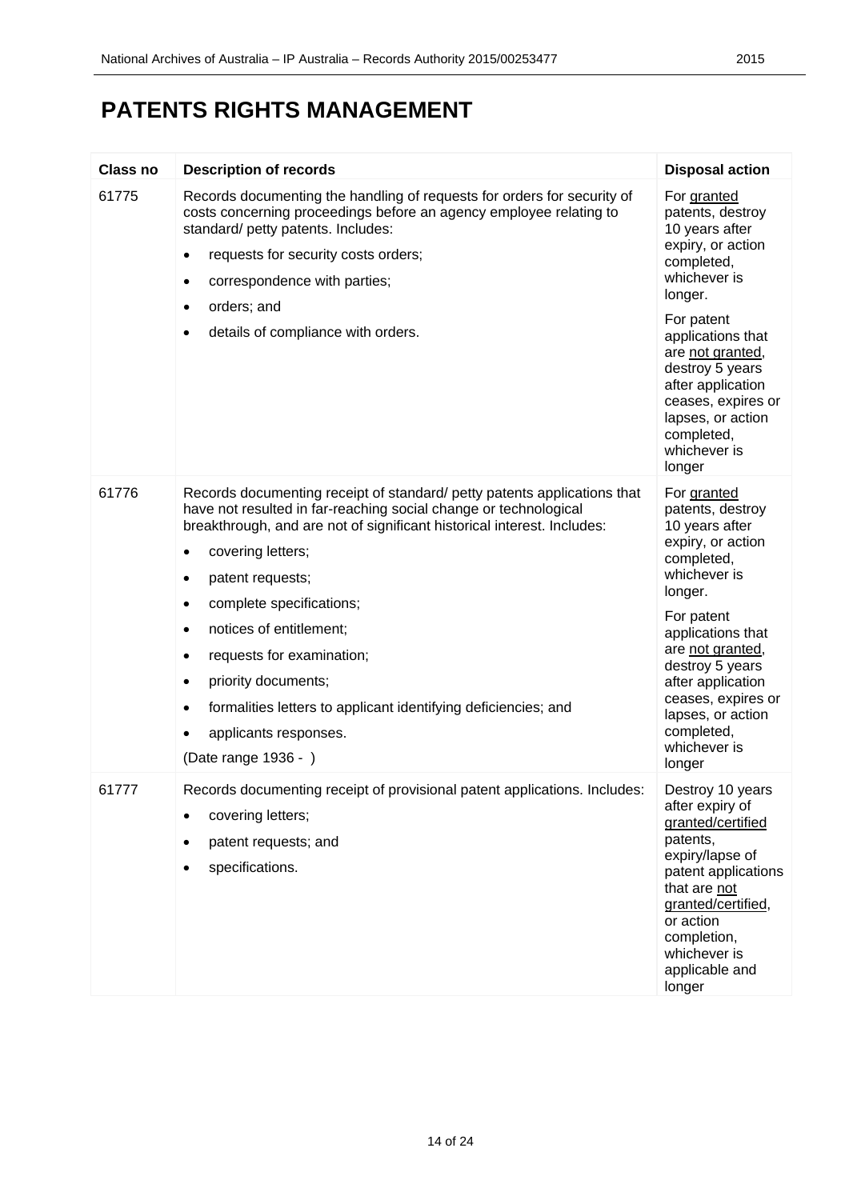# PATENTS RIGHTS MANAGEMENT

| Class no | Description of records | Disposal action |
|---|---|---|
| 61775 | Records documenting the handling of requests for orders for security of costs concerning proceedings before an agency employee relating to standard/ petty patents. Includes:<br>• requests for security costs orders;<br>• correspondence with parties;<br>• orders; and<br>• details of compliance with orders. | For granted patents, destroy 10 years after expiry, or action completed, whichever is longer.<br>For patent applications that are not granted, destroy 5 years after application ceases, expires or lapses, or action completed, whichever is longer |
| 61776 | Records documenting receipt of standard/ petty patents applications that have not resulted in far-reaching social change or technological breakthrough, and are not of significant historical interest. Includes:<br>• covering letters;<br>• patent requests;<br>• complete specifications;<br>• notices of entitlement;<br>• requests for examination;<br>• priority documents;<br>• formalities letters to applicant identifying deficiencies; and<br>• applicants responses.<br>(Date range 1936 - ) | For granted patents, destroy 10 years after expiry, or action completed, whichever is longer.<br>For patent applications that are not granted, destroy 5 years after application ceases, expires or lapses, or action completed, whichever is longer |
| 61777 | Records documenting receipt of provisional patent applications. Includes:<br>• covering letters;<br>• patent requests; and<br>• specifications. | Destroy 10 years after expiry of granted/certified patents, expiry/lapse of patent applications that are not granted/certified, or action completion, whichever is applicable and longer |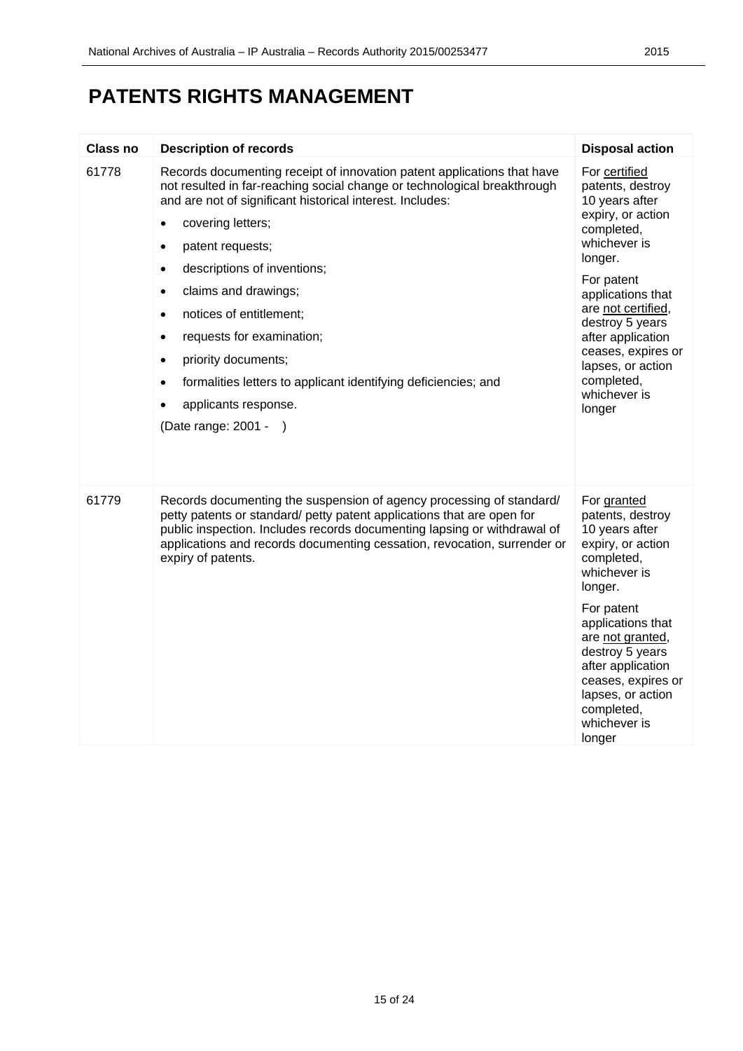# PATENTS RIGHTS MANAGEMENT

| Class no | Description of records | Disposal action |
| --- | --- | --- |
| 61778 | Records documenting receipt of innovation patent applications that have not resulted in far-reaching social change or technological breakthrough and are not of significant historical interest. Includes:<br>• covering letters;<br>• patent requests;<br>• descriptions of inventions;<br>• claims and drawings;<br>• notices of entitlement;<br>• requests for examination;<br>• priority documents;<br>• formalities letters to applicant identifying deficiencies; and<br>• applicants response.<br>(Date range: 2001 - ) | For certified patents, destroy 10 years after expiry, or action completed, whichever is longer.<br>For patent applications that are not certified, destroy 5 years after application ceases, expires or lapses, or action completed, whichever is longer |
| 61779 | Records documenting the suspension of agency processing of standard/ petty patents or standard/ petty patent applications that are open for public inspection. Includes records documenting lapsing or withdrawal of applications and records documenting cessation, revocation, surrender or expiry of patents. | For granted patents, destroy 10 years after expiry, or action completed, whichever is longer.<br>For patent applications that are not granted, destroy 5 years after application ceases, expires or lapses, or action completed, whichever is longer |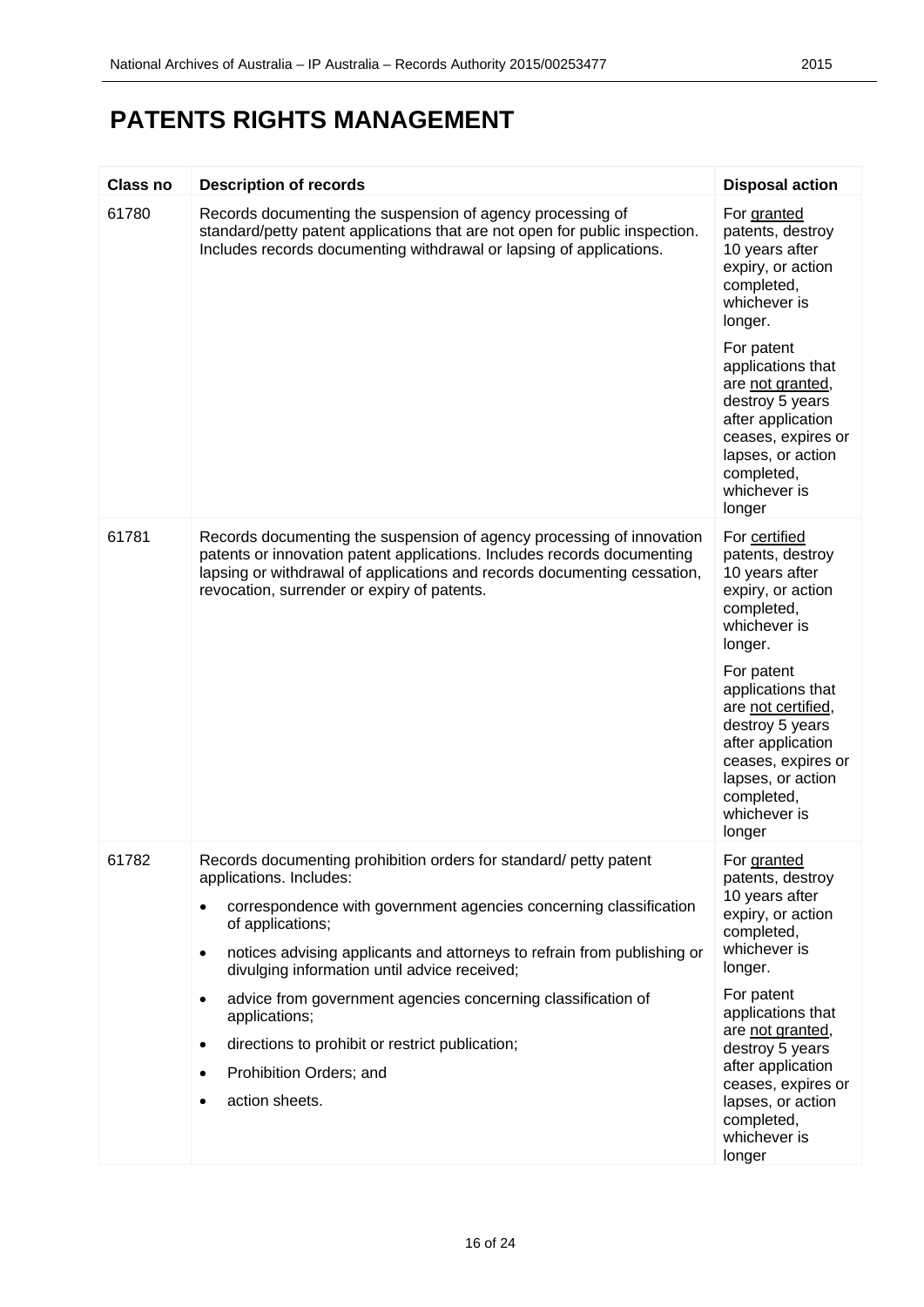# PATENTS RIGHTS MANAGEMENT

| Class no | Description of records | Disposal action |
|---|---|---|
| 61780 | Records documenting the suspension of agency processing of standard/petty patent applications that are not open for public inspection. Includes records documenting withdrawal or lapsing of applications. | For granted patents, destroy 10 years after expiry, or action completed, whichever is longer.<br><br>For patent applications that are not granted, destroy 5 years after application ceases, expires or lapses, or action completed, whichever is longer |
| 61781 | Records documenting the suspension of agency processing of innovation patents or innovation patent applications. Includes records documenting lapsing or withdrawal of applications and records documenting cessation, revocation, surrender or expiry of patents. | For certified patents, destroy 10 years after expiry, or action completed, whichever is longer.<br><br>For patent applications that are not certified, destroy 5 years after application ceases, expires or lapses, or action completed, whichever is longer |
| 61782 | Records documenting prohibition orders for standard/ petty patent applications. Includes:<br>• correspondence with government agencies concerning classification of applications;<br>• notices advising applicants and attorneys to refrain from publishing or divulging information until advice received;<br>• advice from government agencies concerning classification of applications;<br>• directions to prohibit or restrict publication;<br>• Prohibition Orders; and<br>• action sheets. | For granted patents, destroy 10 years after expiry, or action completed, whichever is longer.<br><br>For patent applications that are not granted, destroy 5 years after application ceases, expires or lapses, or action completed, whichever is longer |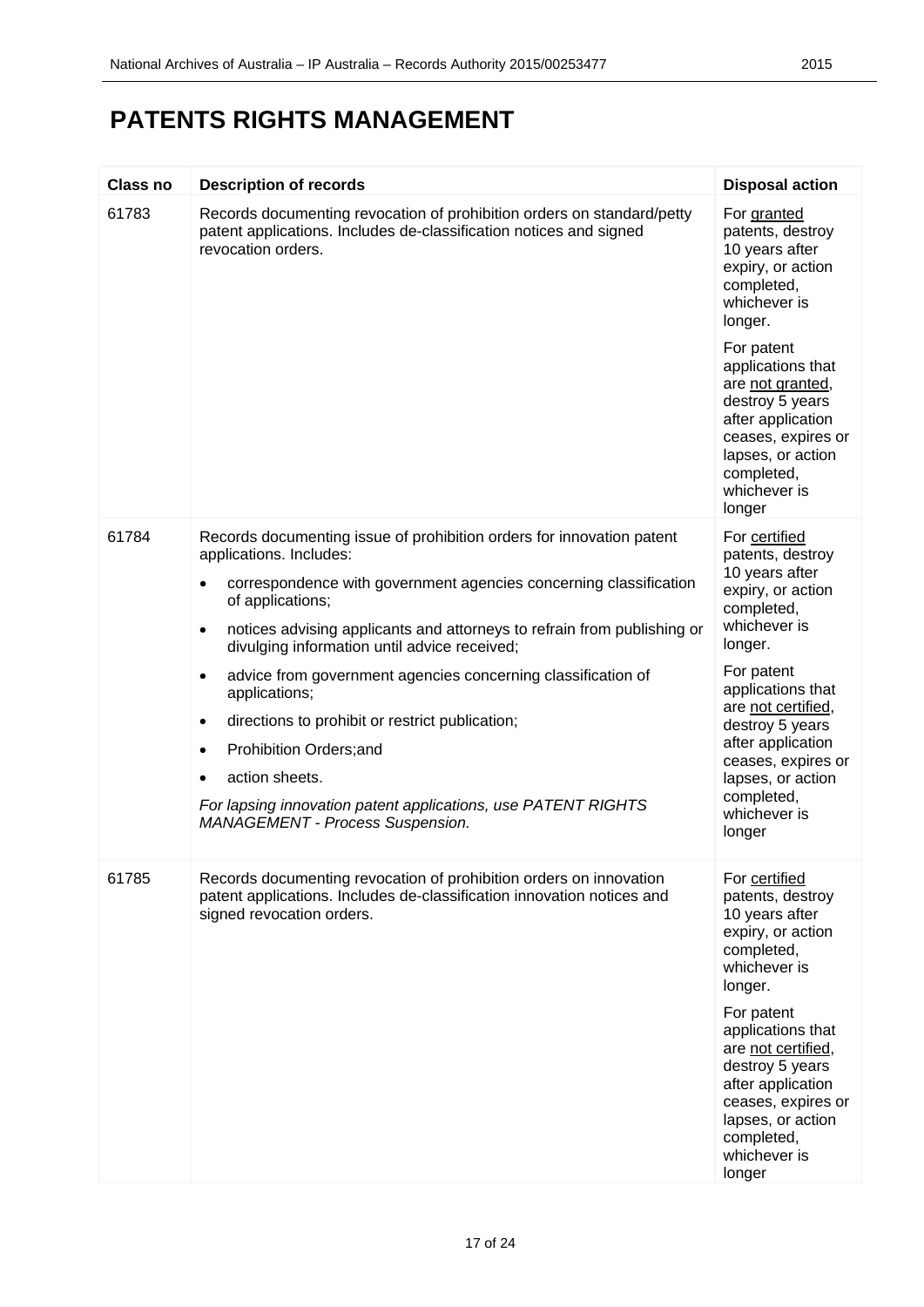# PATENTS RIGHTS MANAGEMENT

| Class no | Description of records | Disposal action |
|---|---|---|
| 61783 | Records documenting revocation of prohibition orders on standard/petty patent applications. Includes de-classification notices and signed revocation orders. | For granted patents, destroy 10 years after expiry, or action completed, whichever is longer.<br><br>For patent applications that are not granted, destroy 5 years after application ceases, expires or lapses, or action completed, whichever is longer |
| 61784 | Records documenting issue of prohibition orders for innovation patent applications. Includes:<br>• correspondence with government agencies concerning classification of applications;<br>• notices advising applicants and attorneys to refrain from publishing or divulging information until advice received;<br>• advice from government agencies concerning classification of applications;<br>• directions to prohibit or restrict publication;<br>• Prohibition Orders;and<br>• action sheets.<br><br>*For lapsing innovation patent applications, use PATENT RIGHTS MANAGEMENT - Process Suspension.* | For certified patents, destroy 10 years after expiry, or action completed, whichever is longer.<br><br>For patent applications that are not certified, destroy 5 years after application ceases, expires or lapses, or action completed, whichever is longer |
| 61785 | Records documenting revocation of prohibition orders on innovation patent applications. Includes de-classification innovation notices and signed revocation orders. | For certified patents, destroy 10 years after expiry, or action completed, whichever is longer.<br><br>For patent applications that are not certified, destroy 5 years after application ceases, expires or lapses, or action completed, whichever is longer |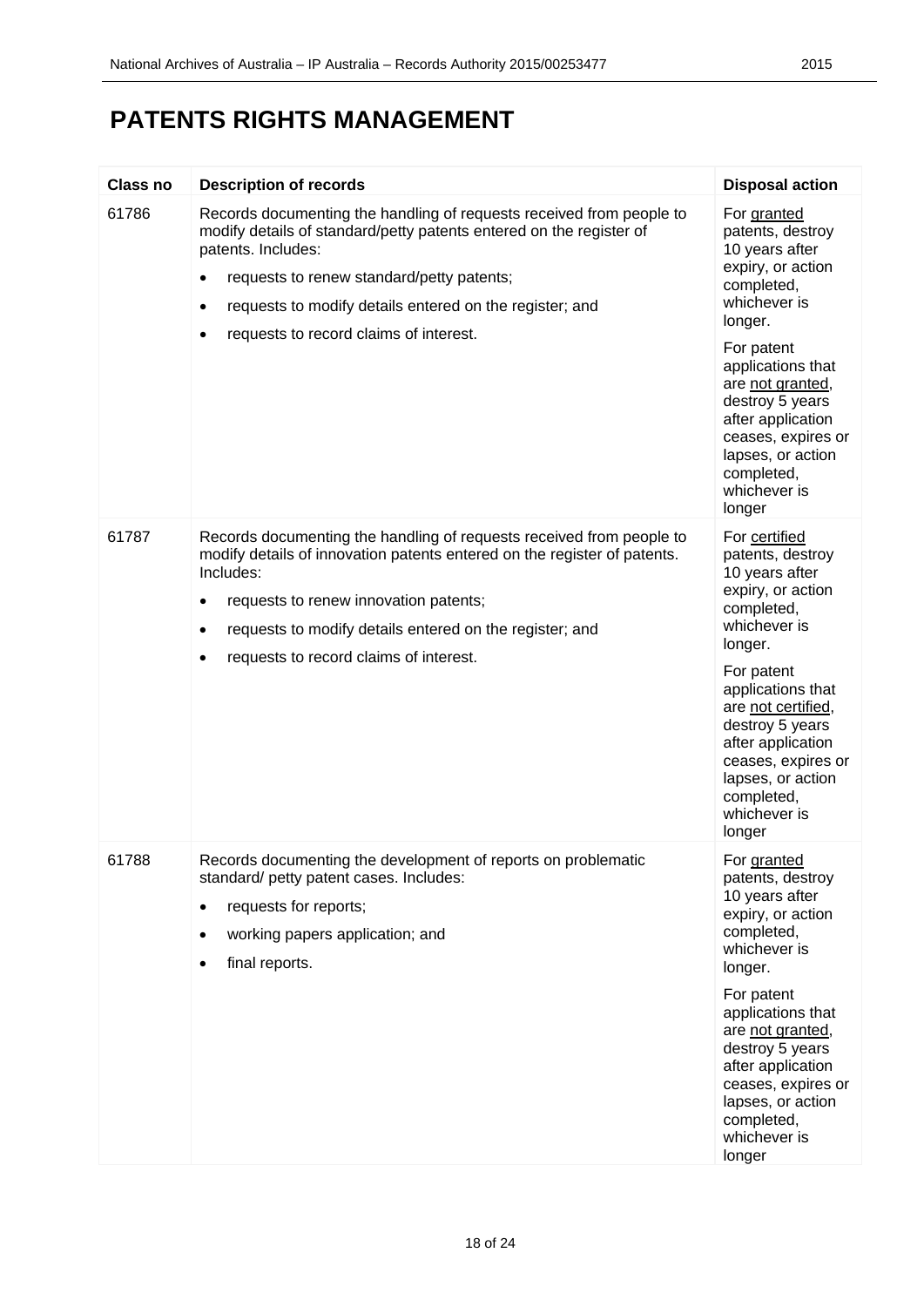# PATENTS RIGHTS MANAGEMENT

| Class no | Description of records | Disposal action |
|---|---|---|
| 61786 | Records documenting the handling of requests received from people to modify details of standard/petty patents entered on the register of patents. Includes:<br>• requests to renew standard/petty patents;<br>• requests to modify details entered on the register; and<br>• requests to record claims of interest. | For granted patents, destroy 10 years after expiry, or action completed, whichever is longer.<br><br>For patent applications that are not granted, destroy 5 years after application ceases, expires or lapses, or action completed, whichever is longer |
| 61787 | Records documenting the handling of requests received from people to modify details of innovation patents entered on the register of patents. Includes:<br>• requests to renew innovation patents;<br>• requests to modify details entered on the register; and<br>• requests to record claims of interest. | For certified patents, destroy 10 years after expiry, or action completed, whichever is longer.<br><br>For patent applications that are not certified, destroy 5 years after application ceases, expires or lapses, or action completed, whichever is longer |
| 61788 | Records documenting the development of reports on problematic standard/ petty patent cases. Includes:<br>• requests for reports;<br>• working papers application; and<br>• final reports. | For granted patents, destroy 10 years after expiry, or action completed, whichever is longer.<br><br>For patent applications that are not granted, destroy 5 years after application ceases, expires or lapses, or action completed, whichever is longer |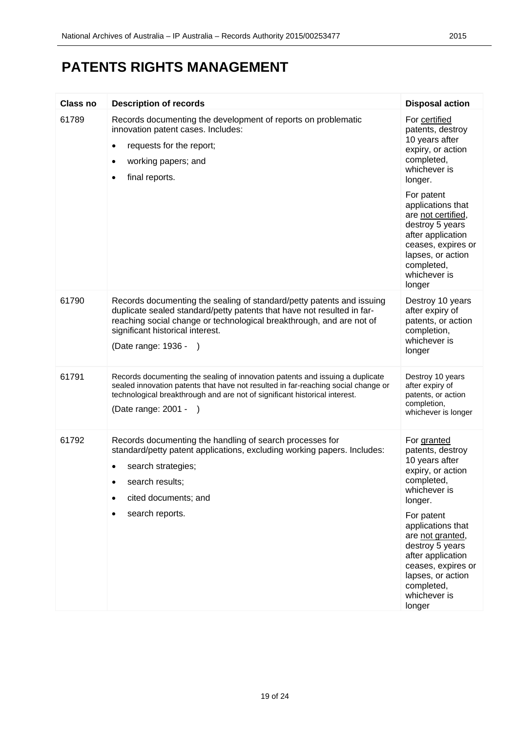# PATENTS RIGHTS MANAGEMENT

| Class no | Description of records | Disposal action |
|---|---|---|
| 61789 | Records documenting the development of reports on problematic innovation patent cases. Includes:<br>• requests for the report;<br>• working papers; and<br>• final reports. | For certified patents, destroy 10 years after expiry, or action completed, whichever is longer.<br><br>For patent applications that are not certified, destroy 5 years after application ceases, expires or lapses, or action completed, whichever is longer |
| 61790 | Records documenting the sealing of standard/petty patents and issuing duplicate sealed standard/petty patents that have not resulted in far-reaching social change or technological breakthrough, and are not of significant historical interest.<br><br>(Date range: 1936 - ) | Destroy 10 years after expiry of patents, or action completion, whichever is longer |
| 61791 | Records documenting the sealing of innovation patents and issuing a duplicate sealed innovation patents that have not resulted in far-reaching social change or technological breakthrough and are not of significant historical interest.<br><br>(Date range: 2001 - ) | Destroy 10 years after expiry of patents, or action completion, whichever is longer |
| 61792 | Records documenting the handling of search processes for standard/petty patent applications, excluding working papers. Includes:<br>• search strategies;<br>• search results;<br>• cited documents; and<br>• search reports. | For granted patents, destroy 10 years after expiry, or action completed, whichever is longer.<br><br>For patent applications that are not granted, destroy 5 years after application ceases, expires or lapses, or action completed, whichever is longer |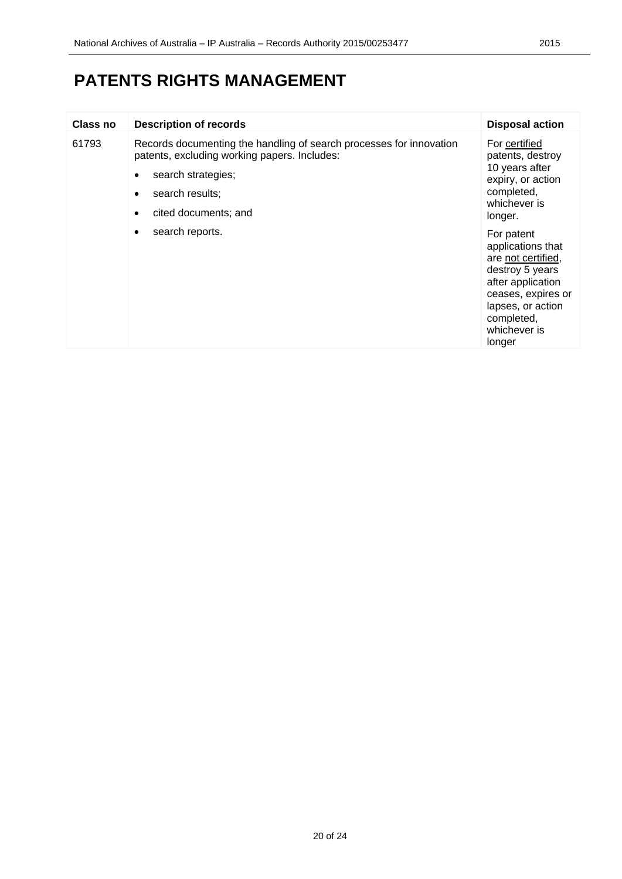# PATENTS RIGHTS MANAGEMENT

| Class no | Description of records | Disposal action |
|---|---|---|
| 61793 | Records documenting the handling of search processes for innovation patents, excluding working papers. Includes:<br>• search strategies;<br>• search results;<br>• cited documents; and<br>• search reports. | For certified patents, destroy 10 years after expiry, or action completed, whichever is longer.<br><br>For patent applications that are not certified, destroy 5 years after application ceases, expires or lapses, or action completed, whichever is longer |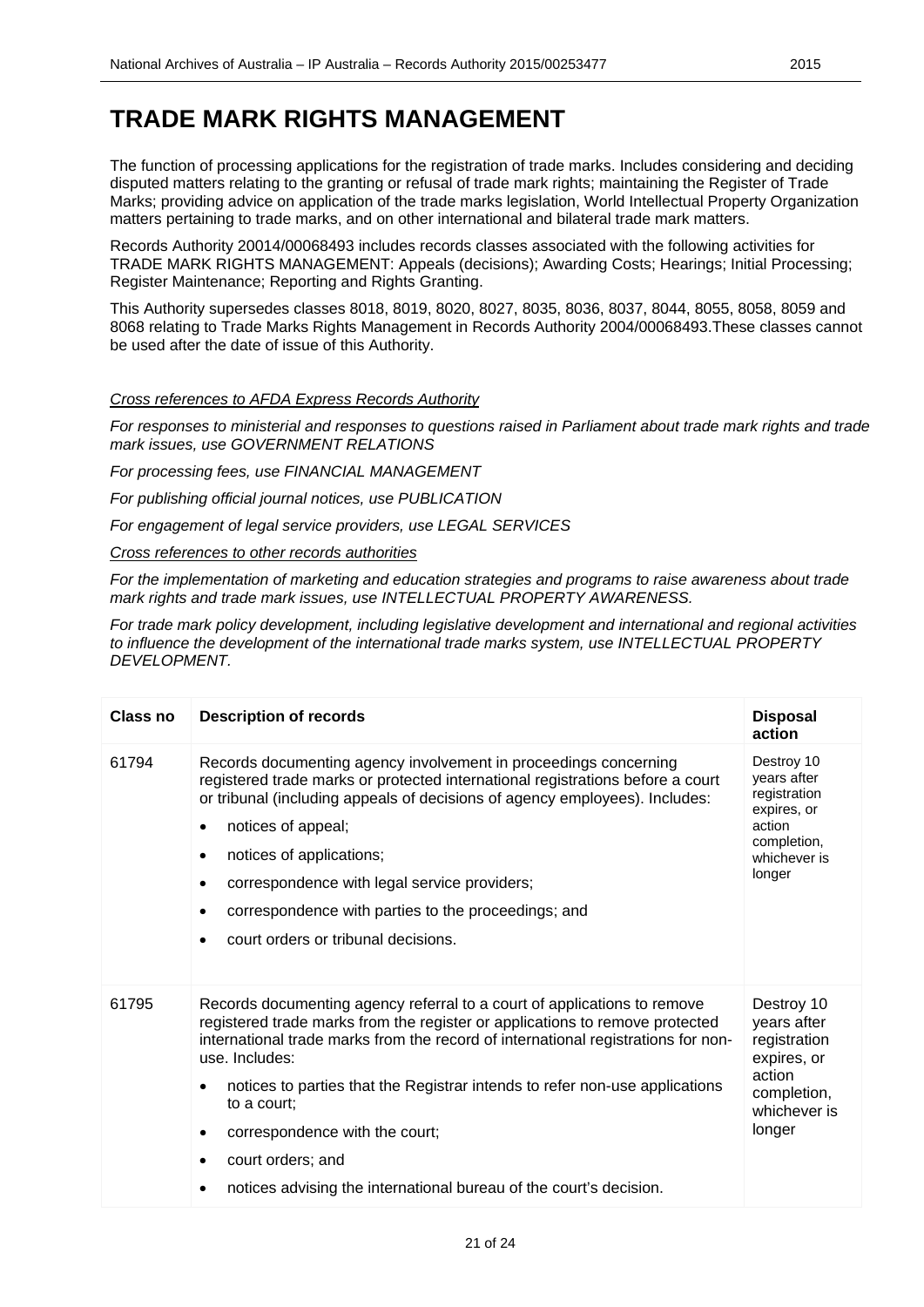# TRADE MARK RIGHTS MANAGEMENT

The function of processing applications for the registration of trade marks. Includes considering and deciding disputed matters relating to the granting or refusal of trade mark rights; maintaining the Register of Trade Marks; providing advice on application of the trade marks legislation, World Intellectual Property Organization matters pertaining to trade marks, and on other international and bilateral trade mark matters.

Records Authority 20014/00068493 includes records classes associated with the following activities for TRADE MARK RIGHTS MANAGEMENT: Appeals (decisions); Awarding Costs; Hearings; Initial Processing; Register Maintenance; Reporting and Rights Granting.

This Authority supersedes classes 8018, 8019, 8020, 8027, 8035, 8036, 8037, 8044, 8055, 8058, 8059 and 8068 relating to Trade Marks Rights Management in Records Authority 2004/00068493.These classes cannot be used after the date of issue of this Authority.

*Cross references to AFDA Express Records Authority*

*For responses to ministerial and responses to questions raised in Parliament about trade mark rights and trade mark issues, use GOVERNMENT RELATIONS*

*For processing fees, use FINANCIAL MANAGEMENT*

*For publishing official journal notices, use PUBLICATION*

*For engagement of legal service providers, use LEGAL SERVICES*

*Cross references to other records authorities*

*For the implementation of marketing and education strategies and programs to raise awareness about trade mark rights and trade mark issues, use INTELLECTUAL PROPERTY AWARENESS.*

*For trade mark policy development, including legislative development and international and regional activities to influence the development of the international trade marks system, use INTELLECTUAL PROPERTY DEVELOPMENT.*

| Class no | Description of records | Disposal action |
|---|---|---|
| 61794 | Records documenting agency involvement in proceedings concerning registered trade marks or protected international registrations before a court or tribunal (including appeals of decisions of agency employees). Includes:<br>• notices of appeal;<br>• notices of applications;<br>• correspondence with legal service providers;<br>• correspondence with parties to the proceedings; and<br>• court orders or tribunal decisions. | Destroy 10 years after registration expires, or action completion, whichever is longer |
| 61795 | Records documenting agency referral to a court of applications to remove registered trade marks from the register or applications to remove protected international trade marks from the record of international registrations for non-use. Includes:<br>• notices to parties that the Registrar intends to refer non-use applications to a court;<br>• correspondence with the court;<br>• court orders; and<br>• notices advising the international bureau of the court's decision. | Destroy 10 years after registration expires, or action completion, whichever is longer |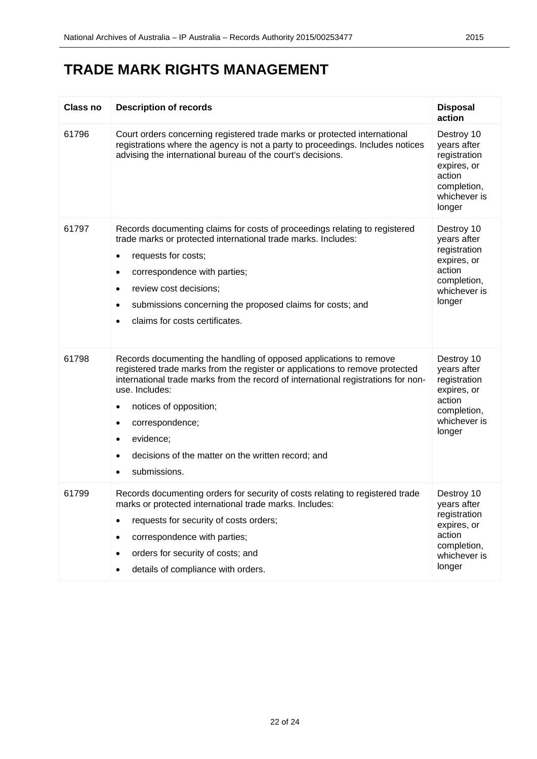# TRADE MARK RIGHTS MANAGEMENT

| Class no | Description of records | Disposal action |
|---|---|---|
| 61796 | Court orders concerning registered trade marks or protected international registrations where the agency is not a party to proceedings. Includes notices advising the international bureau of the court's decisions. | Destroy 10 years after registration expires, or action completion, whichever is longer |
| 61797 | Records documenting claims for costs of proceedings relating to registered trade marks or protected international trade marks. Includes:<br>• requests for costs;<br>• correspondence with parties;<br>• review cost decisions;<br>• submissions concerning the proposed claims for costs; and<br>• claims for costs certificates. | Destroy 10 years after registration expires, or action completion, whichever is longer |
| 61798 | Records documenting the handling of opposed applications to remove registered trade marks from the register or applications to remove protected international trade marks from the record of international registrations for non-use. Includes:<br>• notices of opposition;<br>• correspondence;<br>• evidence;<br>• decisions of the matter on the written record; and<br>• submissions. | Destroy 10 years after registration expires, or action completion, whichever is longer |
| 61799 | Records documenting orders for security of costs relating to registered trade marks or protected international trade marks. Includes:<br>• requests for security of costs orders;<br>• correspondence with parties;<br>• orders for security of costs; and<br>• details of compliance with orders. | Destroy 10 years after registration expires, or action completion, whichever is longer |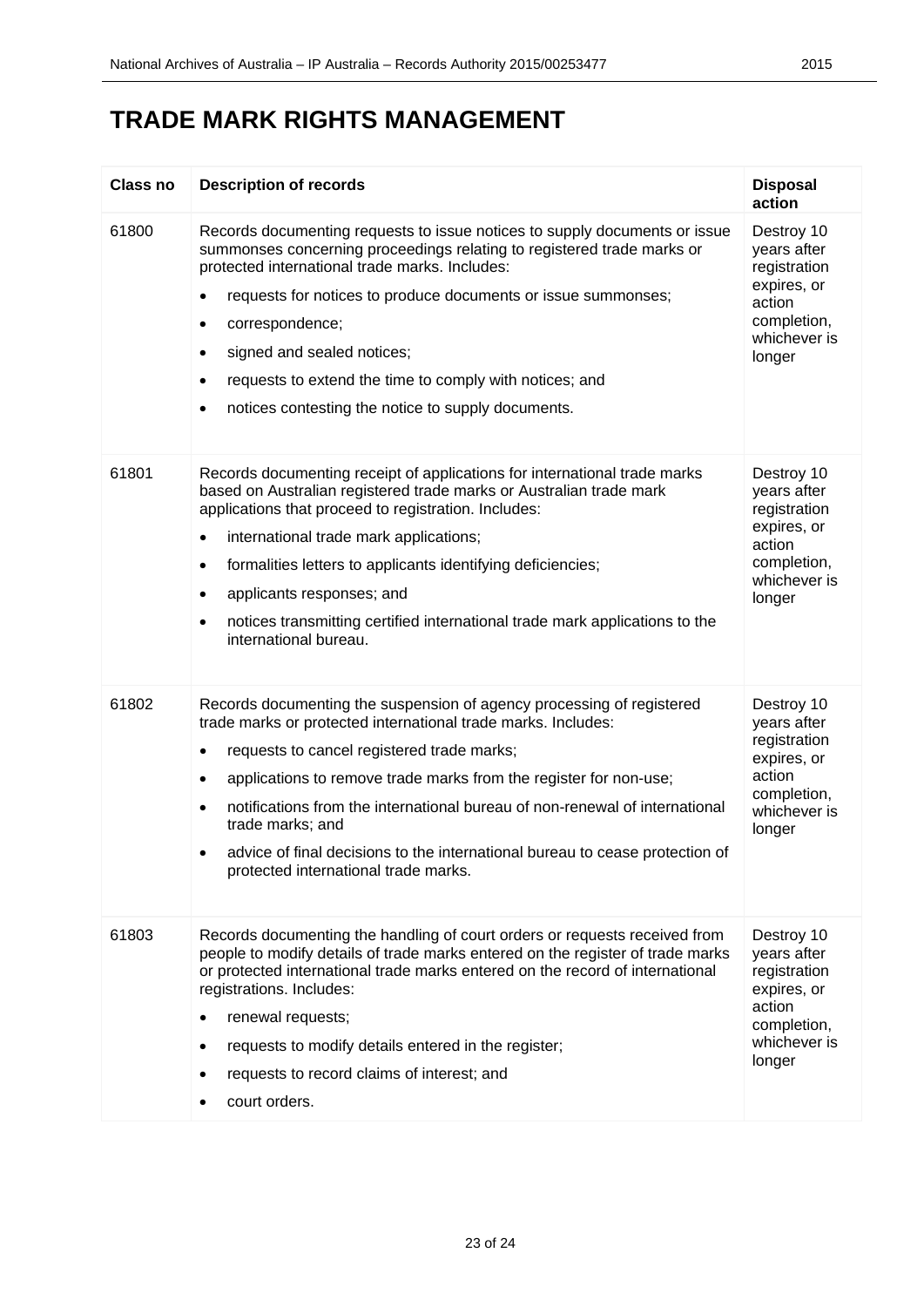# TRADE MARK RIGHTS MANAGEMENT

| Class no | Description of records | Disposal action |
|---|---|---|
| 61800 | Records documenting requests to issue notices to supply documents or issue summonses concerning proceedings relating to registered trade marks or protected international trade marks. Includes:<br>• requests for notices to produce documents or issue summonses;<br>• correspondence;<br>• signed and sealed notices;<br>• requests to extend the time to comply with notices; and<br>• notices contesting the notice to supply documents. | Destroy 10 years after registration expires, or action completion, whichever is longer |
| 61801 | Records documenting receipt of applications for international trade marks based on Australian registered trade marks or Australian trade mark applications that proceed to registration. Includes:<br>• international trade mark applications;<br>• formalities letters to applicants identifying deficiencies;<br>• applicants responses; and<br>• notices transmitting certified international trade mark applications to the international bureau. | Destroy 10 years after registration expires, or action completion, whichever is longer |
| 61802 | Records documenting the suspension of agency processing of registered trade marks or protected international trade marks. Includes:<br>• requests to cancel registered trade marks;<br>• applications to remove trade marks from the register for non-use;<br>• notifications from the international bureau of non-renewal of international trade marks; and<br>• advice of final decisions to the international bureau to cease protection of protected international trade marks. | Destroy 10 years after registration expires, or action completion, whichever is longer |
| 61803 | Records documenting the handling of court orders or requests received from people to modify details of trade marks entered on the register of trade marks or protected international trade marks entered on the record of international registrations. Includes:<br>• renewal requests;<br>• requests to modify details entered in the register;<br>• requests to record claims of interest; and<br>• court orders. | Destroy 10 years after registration expires, or action completion, whichever is longer |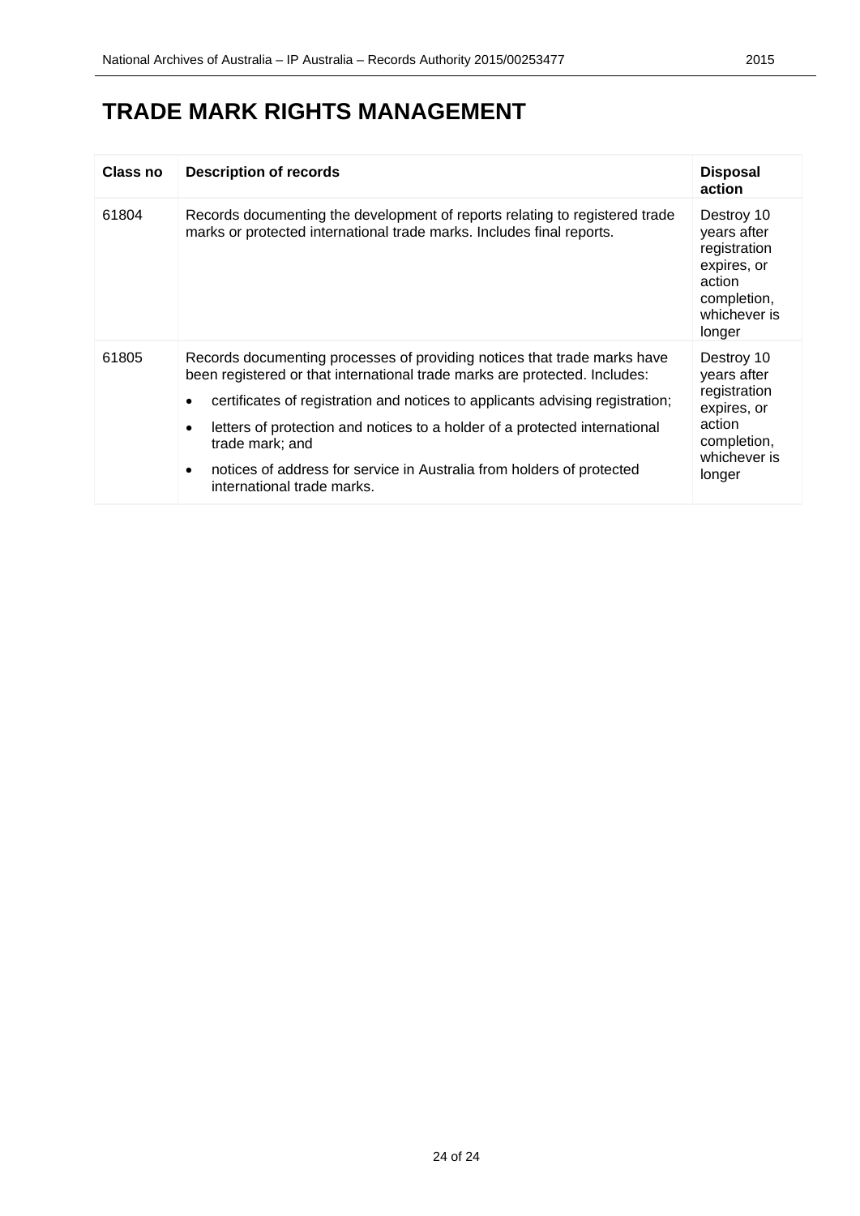# TRADE MARK RIGHTS MANAGEMENT

| Class no | Description of records | Disposal action |
|---|---|---|
| 61804 | Records documenting the development of reports relating to registered trade marks or protected international trade marks. Includes final reports. | Destroy 10 years after registration expires, or action completion, whichever is longer |
| 61805 | Records documenting processes of providing notices that trade marks have been registered or that international trade marks are protected. Includes: <br>• certificates of registration and notices to applicants advising registration; <br>• letters of protection and notices to a holder of a protected international trade mark; and <br>• notices of address for service in Australia from holders of protected international trade marks. | Destroy 10 years after registration expires, or action completion, whichever is longer |